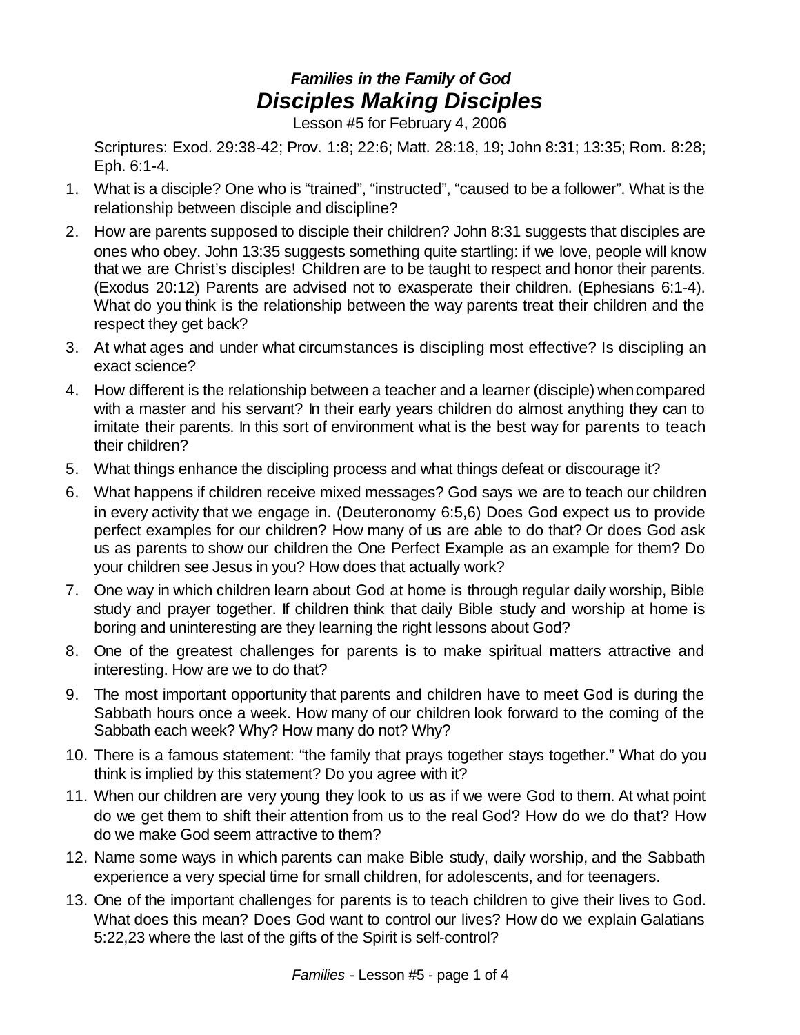# *Families in the Family of God*
# *Disciples Making Disciples*

Lesson #5 for February 4, 2006

Scriptures: Exod. 29:38-42; Prov. 1:8; 22:6; Matt. 28:18, 19; John 8:31; 13:35; Rom. 8:28; Eph. 6:1-4.

1. What is a disciple? One who is "trained", "instructed", "caused to be a follower". What is the relationship between disciple and discipline?
2. How are parents supposed to disciple their children? John 8:31 suggests that disciples are ones who obey. John 13:35 suggests something quite startling: if we love, people will know that we are Christ's disciples! Children are to be taught to respect and honor their parents. (Exodus 20:12) Parents are advised not to exasperate their children. (Ephesians 6:1-4). What do you think is the relationship between the way parents treat their children and the respect they get back?
3. At what ages and under what circumstances is discipling most effective? Is discipling an exact science?
4. How different is the relationship between a teacher and a learner (disciple) when compared with a master and his servant? In their early years children do almost anything they can to imitate their parents. In this sort of environment what is the best way for parents to teach their children?
5. What things enhance the discipling process and what things defeat or discourage it?
6. What happens if children receive mixed messages? God says we are to teach our children in every activity that we engage in. (Deuteronomy 6:5,6) Does God expect us to provide perfect examples for our children? How many of us are able to do that? Or does God ask us as parents to show our children the One Perfect Example as an example for them? Do your children see Jesus in you? How does that actually work?
7. One way in which children learn about God at home is through regular daily worship, Bible study and prayer together. If children think that daily Bible study and worship at home is boring and uninteresting are they learning the right lessons about God?
8. One of the greatest challenges for parents is to make spiritual matters attractive and interesting. How are we to do that?
9. The most important opportunity that parents and children have to meet God is during the Sabbath hours once a week. How many of our children look forward to the coming of the Sabbath each week? Why? How many do not? Why?
10. There is a famous statement: "the family that prays together stays together." What do you think is implied by this statement? Do you agree with it?
11. When our children are very young they look to us as if we were God to them. At what point do we get them to shift their attention from us to the real God? How do we do that? How do we make God seem attractive to them?
12. Name some ways in which parents can make Bible study, daily worship, and the Sabbath experience a very special time for small children, for adolescents, and for teenagers.
13. One of the important challenges for parents is to teach children to give their lives to God. What does this mean? Does God want to control our lives? How do we explain Galatians 5:22,23 where the last of the gifts of the Spirit is self-control?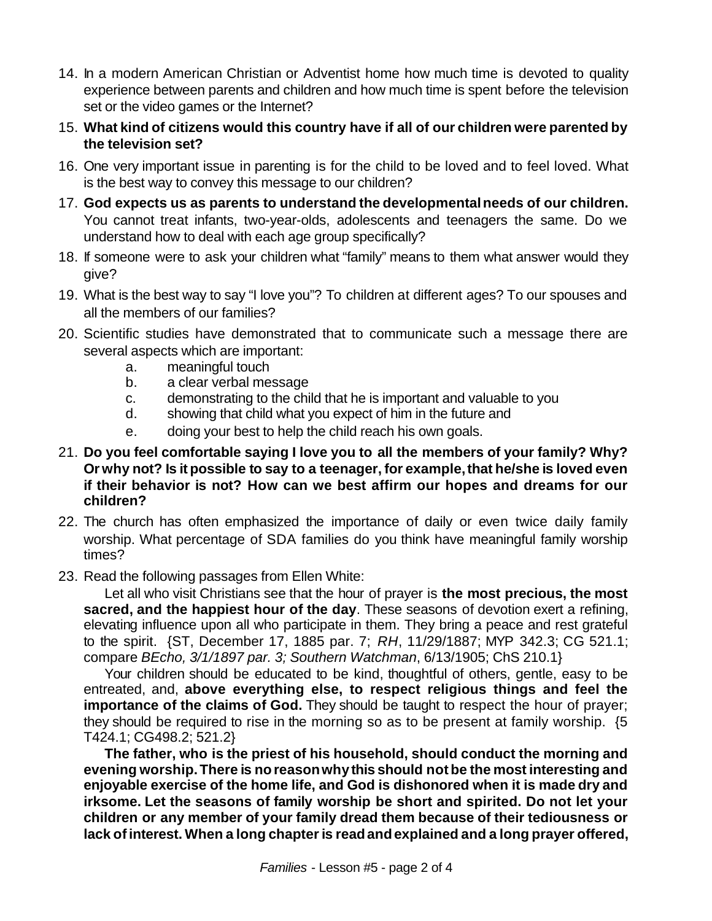14. In a modern American Christian or Adventist home how much time is devoted to quality experience between parents and children and how much time is spent before the television set or the video games or the Internet?

15. **What kind of citizens would this country have if all of our children were parented by the television set?**

16. One very important issue in parenting is for the child to be loved and to feel loved. What is the best way to convey this message to our children?

17. **God expects us as parents to understand the developmental needs of our children.** You cannot treat infants, two-year-olds, adolescents and teenagers the same. Do we understand how to deal with each age group specifically?

18. If someone were to ask your children what "family" means to them what answer would they give?

19. What is the best way to say "I love you"? To children at different ages? To our spouses and all the members of our families?

20. Scientific studies have demonstrated that to communicate such a message there are several aspects which are important:
    a. meaningful touch
    b. a clear verbal message
    c. demonstrating to the child that he is important and valuable to you
    d. showing that child what you expect of him in the future and
    e. doing your best to help the child reach his own goals.

21. **Do you feel comfortable saying I love you to all the members of your family? Why? Or why not? Is it possible to say to a teenager, for example, that he/she is loved even if their behavior is not? How can we best affirm our hopes and dreams for our children?**

22. The church has often emphasized the importance of daily or even twice daily family worship. What percentage of SDA families do you think have meaningful family worship times?

23. Read the following passages from Ellen White:

    Let all who visit Christians see that the hour of prayer is **the most precious, the most sacred, and the happiest hour of the day**. These seasons of devotion exert a refining, elevating influence upon all who participate in them. They bring a peace and rest grateful to the spirit. {ST, December 17, 1885 par. 7; *RH*, 11/29/1887; MYP 342.3; CG 521.1; compare *BEcho, 3/1/1897 par. 3; Southern Watchman*, 6/13/1905; ChS 210.1}

    Your children should be educated to be kind, thoughtful of others, gentle, easy to be entreated, and, **above everything else, to respect religious things and feel the importance of the claims of God.** They should be taught to respect the hour of prayer; they should be required to rise in the morning so as to be present at family worship. {5 T424.1; CG498.2; 521.2}

    **The father, who is the priest of his household, should conduct the morning and evening worship. There is no reason why this should not be the most interesting and enjoyable exercise of the home life, and God is dishonored when it is made dry and irksome. Let the seasons of family worship be short and spirited. Do not let your children or any member of your family dread them because of their tediousness or lack of interest. When a long chapter is read and explained and a long prayer offered,**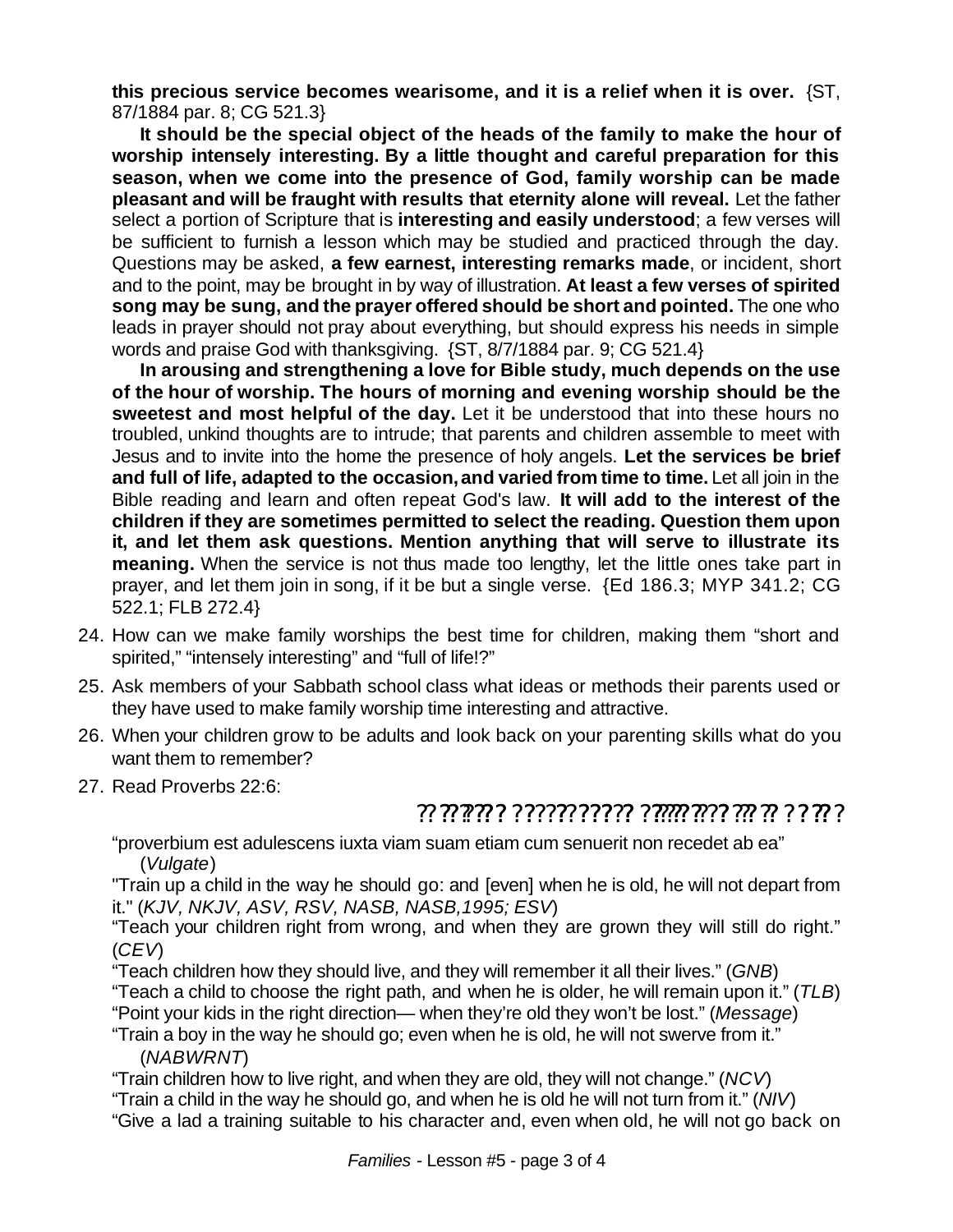**this precious service becomes wearisome, and it is a relief when it is over.** {ST, 87/1884 par. 8; CG 521.3}

**It should be the special object of the heads of the family to make the hour of worship intensely interesting. By a little thought and careful preparation for this season, when we come into the presence of God, family worship can be made pleasant and will be fraught with results that eternity alone will reveal.** Let the father select a portion of Scripture that is **interesting and easily understood**; a few verses will be sufficient to furnish a lesson which may be studied and practiced through the day. Questions may be asked, **a few earnest, interesting remarks made**, or incident, short and to the point, may be brought in by way of illustration. **At least a few verses of spirited song may be sung, and the prayer offered should be short and pointed.** The one who leads in prayer should not pray about everything, but should express his needs in simple words and praise God with thanksgiving. {ST, 8/7/1884 par. 9; CG 521.4}

**In arousing and strengthening a love for Bible study, much depends on the use of the hour of worship. The hours of morning and evening worship should be the sweetest and most helpful of the day.** Let it be understood that into these hours no troubled, unkind thoughts are to intrude; that parents and children assemble to meet with Jesus and to invite into the home the presence of holy angels. **Let the services be brief and full of life, adapted to the occasion, and varied from time to time.** Let all join in the Bible reading and learn and often repeat God's law. **It will add to the interest of the children if they are sometimes permitted to select the reading. Question them upon it, and let them ask questions. Mention anything that will serve to illustrate its meaning.** When the service is not thus made too lengthy, let the little ones take part in prayer, and let them join in song, if it be but a single verse. {Ed 186.3; MYP 341.2; CG 522.1; FLB 272.4}

24. How can we make family worships the best time for children, making them "short and spirited," "intensely interesting" and "full of life!?"
25. Ask members of your Sabbath school class what ideas or methods their parents used or they have used to make family worship time interesting and attractive.
26. When your children grow to be adults and look back on your parenting skills what do you want them to remember?
27. Read Proverbs 22:6:

?? ??????? ?????????? ?????????? ??? ?? ? ? ??? ?

"proverbium est adulescens iuxta viam suam etiam cum senuerit non recedet ab ea" (*Vulgate*)

"Train up a child in the way he should go: and [even] when he is old, he will not depart from it." (*KJV, NKJV, ASV, RSV, NASB, NASB,1995; ESV*)

"Teach your children right from wrong, and when they are grown they will still do right." (*CEV*)

"Teach children how they should live, and they will remember it all their lives." (*GNB*)

"Teach a child to choose the right path, and when he is older, he will remain upon it." (*TLB*)

"Point your kids in the right direction— when they're old they won't be lost." (*Message*)

"Train a boy in the way he should go; even when he is old, he will not swerve from it." (*NABWRNT*)

"Train children how to live right, and when they are old, they will not change." (*NCV*)

"Train a child in the way he should go, and when he is old he will not turn from it." (*NIV*)

"Give a lad a training suitable to his character and, even when old, he will not go back on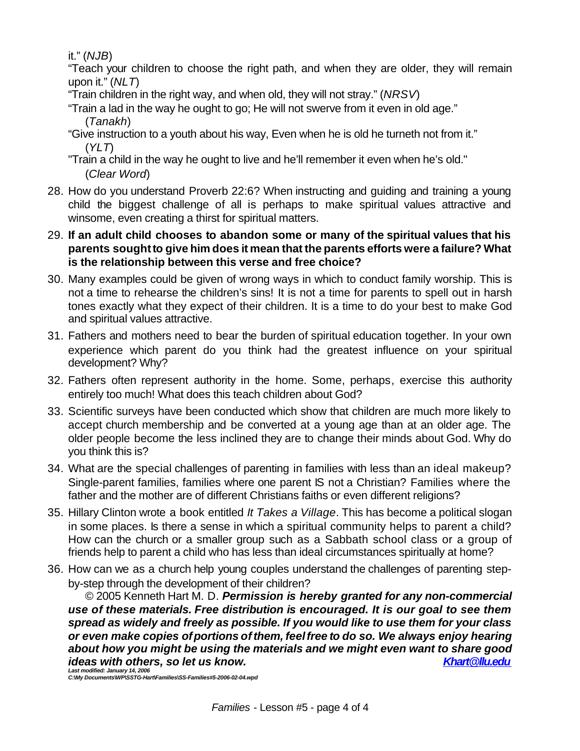it." (*NJB*)

"Teach your children to choose the right path, and when they are older, they will remain upon it." (*NLT*)

"Train children in the right way, and when old, they will not stray." (*NRSV*)

"Train a lad in the way he ought to go; He will not swerve from it even in old age." (*Tanakh*)

"Give instruction to a youth about his way, Even when he is old he turneth not from it." (*YLT*)

"Train a child in the way he ought to live and he'll remember it even when he's old." (*Clear Word*)

28. How do you understand Proverb 22:6? When instructing and guiding and training a young child the biggest challenge of all is perhaps to make spiritual values attractive and winsome, even creating a thirst for spiritual matters.
29. **If an adult child chooses to abandon some or many of the spiritual values that his parents sought to give him does it mean that the parents efforts were a failure? What is the relationship between this verse and free choice?**
30. Many examples could be given of wrong ways in which to conduct family worship. This is not a time to rehearse the children's sins! It is not a time for parents to spell out in harsh tones exactly what they expect of their children. It is a time to do your best to make God and spiritual values attractive.
31. Fathers and mothers need to bear the burden of spiritual education together. In your own experience which parent do you think had the greatest influence on your spiritual development? Why?
32. Fathers often represent authority in the home. Some, perhaps, exercise this authority entirely too much! What does this teach children about God?
33. Scientific surveys have been conducted which show that children are much more likely to accept church membership and be converted at a young age than at an older age. The older people become the less inclined they are to change their minds about God. Why do you think this is?
34. What are the special challenges of parenting in families with less than an ideal makeup? Single-parent families, families where one parent IS not a Christian? Families where the father and the mother are of different Christians faiths or even different religions?
35. Hillary Clinton wrote a book entitled *It Takes a Village*. This has become a political slogan in some places. Is there a sense in which a spiritual community helps to parent a child? How can the church or a smaller group such as a Sabbath school class or a group of friends help to parent a child who has less than ideal circumstances spiritually at home?
36. How can we as a church help young couples understand the challenges of parenting step-by-step through the development of their children?

© 2005 Kenneth Hart M. D. ***Permission is hereby granted for any non-commercial use of these materials. Free distribution is encouraged. It is our goal to see them spread as widely and freely as possible. If you would like to use them for your class or even make copies of portions of them, feel free to do so. We always enjoy hearing about how you might be using the materials and we might even want to share good ideas with others, so let us know.*** ***Khart@llu.edu***

***Last modified: January 14, 2006***
***C:\My Documents\WP\SSTG-Hart\Families\SS-Families#5-2006-02-04.wpd***